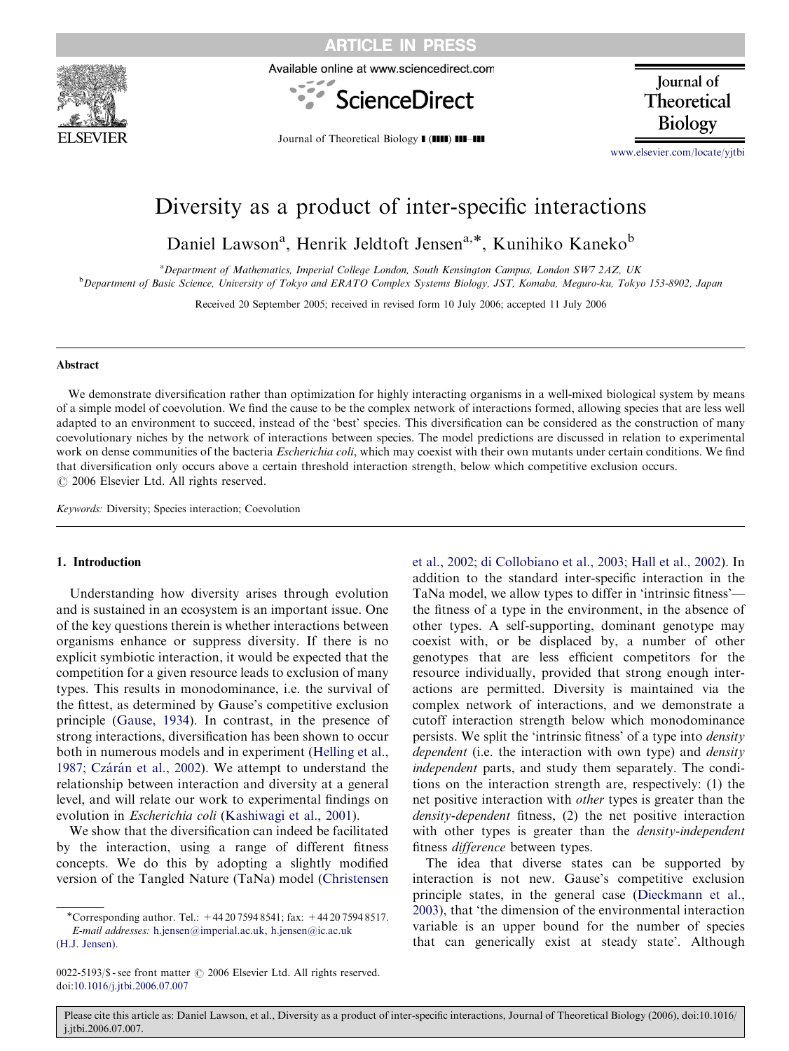# Diversity as a product of inter-specific interactions

Daniel Lawson[a], Henrik Jeldtoft Jensen[a,*], Kunihiko Kaneko[b]

[a]Department of Mathematics, Imperial College London, South Kensington Campus, London SW7 2AZ, UK

[b]Department of Basic Science, University of Tokyo and ERATO Complex Systems Biology, JST, Komaba, Meguro-ku, Tokyo 153-8902, Japan

Received 20 September 2005; received in revised form 10 July 2006; accepted 11 July 2006

## Abstract

We demonstrate diversification rather than optimization for highly interacting organisms in a well-mixed biological system by means of a simple model of coevolution. We find the cause to be the complex network of interactions formed, allowing species that are less well adapted to an environment to succeed, instead of the 'best' species. This diversification can be considered as the construction of many coevolutionary niches by the network of interactions between species. The model predictions are discussed in relation to experimental work on dense communities of the bacteria *Escherichia coli*, which may coexist with their own mutants under certain conditions. We find that diversification only occurs above a certain threshold interaction strength, below which competitive exclusion occurs.

© 2006 Elsevier Ltd. All rights reserved.

*Keywords:* Diversity; Species interaction; Coevolution

## 1. Introduction

Understanding how diversity arises through evolution and is sustained in an ecosystem is an important issue. One of the key questions therein is whether interactions between organisms enhance or suppress diversity. If there is no explicit symbiotic interaction, it would be expected that the competition for a given resource leads to exclusion of many types. This results in monodominance, i.e. the survival of the fittest, as determined by Gause's competitive exclusion principle (Gause, 1934). In contrast, in the presence of strong interactions, diversification has been shown to occur both in numerous models and in experiment (Helling et al., 1987; Czárán et al., 2002). We attempt to understand the relationship between interaction and diversity at a general level, and will relate our work to experimental findings on evolution in *Escherichia coli* (Kashiwagi et al., 2001).

We show that the diversification can indeed be facilitated by the interaction, using a range of different fitness concepts. We do this by adopting a slightly modified version of the Tangled Nature (TaNa) model (Christensen et al., 2002; di Collobiano et al., 2003; Hall et al., 2002). In addition to the standard inter-specific interaction in the TaNa model, we allow types to differ in 'intrinsic fitness'—the fitness of a type in the environment, in the absence of other types. A self-supporting, dominant genotype may coexist with, or be displaced by, a number of other genotypes that are less efficient competitors for the resource individually, provided that strong enough interactions are permitted. Diversity is maintained via the complex network of interactions, and we demonstrate a cutoff interaction strength below which monodominance persists. We split the 'intrinsic fitness' of a type into *density dependent* (i.e. the interaction with own type) and *density independent* parts, and study them separately. The conditions on the interaction strength are, respectively: (1) the net positive interaction with *other* types is greater than the *density-dependent* fitness, (2) the net positive interaction with other types is greater than the *density-independent* fitness *difference* between types.

The idea that diverse states can be supported by interaction is not new. Gause's competitive exclusion principle states, in the general case (Dieckmann et al., 2003), that 'the dimension of the environmental interaction variable is an upper bound for the number of species that can generically exist at steady state'. Although

*Corresponding author. Tel.: +44 20 7594 8541; fax: +44 20 7594 8517. *E-mail addresses:* h.jensen@imperial.ac.uk, h.jensen@ic.ac.uk (H.J. Jensen).

0022-5193/$ - see front matter © 2006 Elsevier Ltd. All rights reserved.
doi:10.1016/j.jtbi.2006.07.007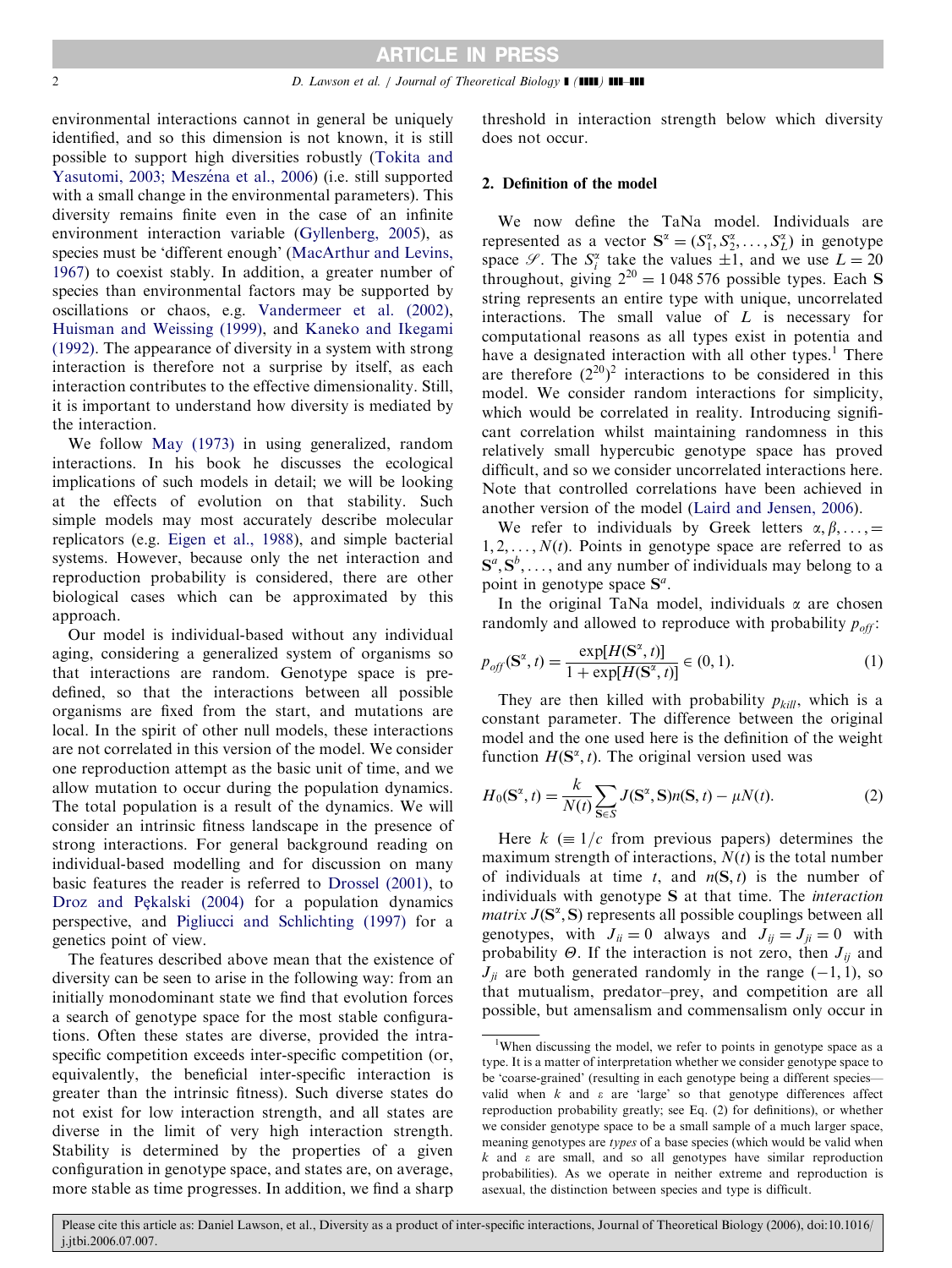environmental interactions cannot in general be uniquely identified, and so this dimension is not known, it is still possible to support high diversities robustly (Tokita and Yasutomi, 2003; Meszéna et al., 2006) (i.e. still supported with a small change in the environmental parameters). This diversity remains finite even in the case of an infinite environment interaction variable (Gyllenberg, 2005), as species must be 'different enough' (MacArthur and Levins, 1967) to coexist stably. In addition, a greater number of species than environmental factors may be supported by oscillations or chaos, e.g. Vandermeer et al. (2002), Huisman and Weissing (1999), and Kaneko and Ikegami (1992). The appearance of diversity in a system with strong interaction is therefore not a surprise by itself, as each interaction contributes to the effective dimensionality. Still, it is important to understand how diversity is mediated by the interaction.

We follow May (1973) in using generalized, random interactions. In his book he discusses the ecological implications of such models in detail; we will be looking at the effects of evolution on that stability. Such simple models may most accurately describe molecular replicators (e.g. Eigen et al., 1988), and simple bacterial systems. However, because only the net interaction and reproduction probability is considered, there are other biological cases which can be approximated by this approach.

Our model is individual-based without any individual aging, considering a generalized system of organisms so that interactions are random. Genotype space is predefined, so that the interactions between all possible organisms are fixed from the start, and mutations are local. In the spirit of other null models, these interactions are not correlated in this version of the model. We consider one reproduction attempt as the basic unit of time, and we allow mutation to occur during the population dynamics. The total population is a result of the dynamics. We will consider an intrinsic fitness landscape in the presence of strong interactions. For general background reading on individual-based modelling and for discussion on many basic features the reader is referred to Drossel (2001), to Droz and Pękalski (2004) for a population dynamics perspective, and Pigliucci and Schlichting (1997) for a genetics point of view.

The features described above mean that the existence of diversity can be seen to arise in the following way: from an initially monodominant state we find that evolution forces a search of genotype space for the most stable configurations. Often these states are diverse, provided the intra-specific competition exceeds inter-specific competition (or, equivalently, the beneficial inter-specific interaction is greater than the intrinsic fitness). Such diverse states do not exist for low interaction strength, and all states are diverse in the limit of very high interaction strength. Stability is determined by the properties of a given configuration in genotype space, and states are, on average, more stable as time progresses. In addition, we find a sharp threshold in interaction strength below which diversity does not occur.

## 2. Definition of the model

We now define the TaNa model. Individuals are represented as a vector $\mathbf{S}^{\alpha} = (S_1^{\alpha}, S_2^{\alpha}, \ldots, S_L^{\alpha})$ in genotype space $\mathscr{S}$. The $S_i^{\alpha}$ take the values $\pm 1$, and we use $L = 20$ throughout, giving $2^{20} = 1\,048\,576$ possible types. Each $\mathbf{S}$ string represents an entire type with unique, uncorrelated interactions. The small value of $L$ is necessary for computational reasons as all types exist in potentia and have a designated interaction with all other types.[1] There are therefore $(2^{20})^2$ interactions to be considered in this model. We consider random interactions for simplicity, which would be correlated in reality. Introducing significant correlation whilst maintaining randomness in this relatively small hypercubic genotype space has proved difficult, and so we consider uncorrelated interactions here. Note that controlled correlations have been achieved in another version of the model (Laird and Jensen, 2006).

We refer to individuals by Greek letters $\alpha, \beta, \ldots, = 1, 2, \ldots, N(t)$. Points in genotype space are referred to as $\mathbf{S}^a, \mathbf{S}^b, \ldots$, and any number of individuals may belong to a point in genotype space $\mathbf{S}^a$.

In the original TaNa model, individuals $\alpha$ are chosen randomly and allowed to reproduce with probability $p_{off}$:

$$p_{off}(\mathbf{S}^{\alpha}, t) = \frac{\exp[H(\mathbf{S}^{\alpha}, t)]}{1 + \exp[H(\mathbf{S}^{\alpha}, t)]} \in (0, 1). \tag{1}$$

They are then killed with probability $p_{kill}$, which is a constant parameter. The difference between the original model and the one used here is the definition of the weight function $H(\mathbf{S}^{\alpha}, t)$. The original version used was

$$H_0(\mathbf{S}^{\alpha}, t) = \frac{k}{N(t)} \sum_{\mathbf{S} \in S} J(\mathbf{S}^{\alpha}, \mathbf{S}) n(\mathbf{S}, t) - \mu N(t). \tag{2}$$

Here $k$ ($\equiv 1/c$ from previous papers) determines the maximum strength of interactions, $N(t)$ is the total number of individuals at time $t$, and $n(\mathbf{S}, t)$ is the number of individuals with genotype $\mathbf{S}$ at that time. The *interaction matrix* $J(\mathbf{S}^{\alpha}, \mathbf{S})$ represents all possible couplings between all genotypes, with $J_{ii} = 0$ always and $J_{ij} = J_{ji} = 0$ with probability $\Theta$. If the interaction is not zero, then $J_{ij}$ and $J_{ji}$ are both generated randomly in the range $(-1, 1)$, so that mutualism, predator–prey, and competition are all possible, but amensalism and commensalism only occur in

[1] When discussing the model, we refer to points in genotype space as a type. It is a matter of interpretation whether we consider genotype space to be 'coarse-grained' (resulting in each genotype being a different species—valid when $k$ and $\varepsilon$ are 'large' so that genotype differences affect reproduction probability greatly; see Eq. (2) for definitions), or whether we consider genotype space to be a small sample of a much larger space, meaning genotypes are *types* of a base species (which would be valid when $k$ and $\varepsilon$ are small, and so all genotypes have similar reproduction probabilities). As we operate in neither extreme and reproduction is asexual, the distinction between species and type is difficult.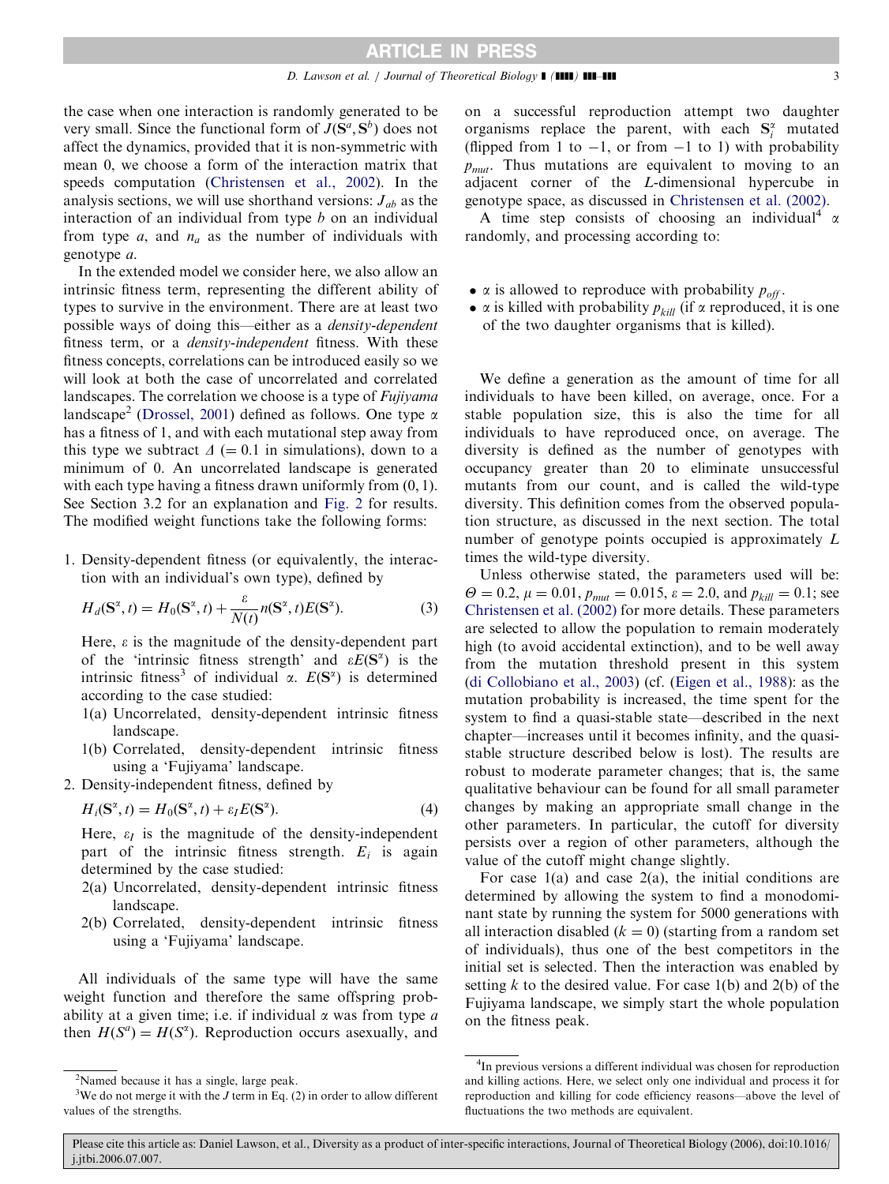the case when one interaction is randomly generated to be very small. Since the functional form of $J(\mathbf{S}^a, \mathbf{S}^b)$ does not affect the dynamics, provided that it is non-symmetric with mean 0, we choose a form of the interaction matrix that speeds computation (Christensen et al., 2002). In the analysis sections, we will use shorthand versions: $J_{ab}$ as the interaction of an individual from type $b$ on an individual from type $a$, and $n_a$ as the number of individuals with genotype $a$.

In the extended model we consider here, we also allow an intrinsic fitness term, representing the different ability of types to survive in the environment. There are at least two possible ways of doing this—either as a *density-dependent* fitness term, or a *density-independent* fitness. With these fitness concepts, correlations can be introduced easily so we will look at both the case of uncorrelated and correlated landscapes. The correlation we choose is a type of *Fujiyama* landscape[2] (Drossel, 2001) defined as follows. One type $\alpha$ has a fitness of 1, and with each mutational step away from this type we subtract $\Delta$ ($=0.1$ in simulations), down to a minimum of 0. An uncorrelated landscape is generated with each type having a fitness drawn uniformly from (0, 1). See Section 3.2 for an explanation and Fig. 2 for results. The modified weight functions take the following forms:

1. Density-dependent fitness (or equivalently, the interaction with an individual's own type), defined by

$$H_d(\mathbf{S}^\alpha, t) = H_0(\mathbf{S}^\alpha, t) + \frac{\varepsilon}{N(t)} n(\mathbf{S}^\alpha, t) E(\mathbf{S}^\alpha). \tag{3}$$

   Here, $\varepsilon$ is the magnitude of the density-dependent part of the 'intrinsic fitness strength' and $\varepsilon E(\mathbf{S}^\alpha)$ is the intrinsic fitness[3] of individual $\alpha$. $E(\mathbf{S}^\alpha)$ is determined according to the case studied:
   1(a) Uncorrelated, density-dependent intrinsic fitness landscape.
   1(b) Correlated, density-dependent intrinsic fitness using a 'Fujiyama' landscape.
2. Density-independent fitness, defined by

$$H_i(\mathbf{S}^\alpha, t) = H_0(\mathbf{S}^\alpha, t) + \varepsilon_I E(\mathbf{S}^\alpha). \tag{4}$$

   Here, $\varepsilon_I$ is the magnitude of the density-independent part of the intrinsic fitness strength. $E_i$ is again determined by the case studied:
   2(a) Uncorrelated, density-dependent intrinsic fitness landscape.
   2(b) Correlated, density-dependent intrinsic fitness using a 'Fujiyama' landscape.

All individuals of the same type will have the same weight function and therefore the same offspring probability at a given time; i.e. if individual $\alpha$ was from type $a$ then $H(S^a) = H(S^\alpha)$. Reproduction occurs asexually, and on a successful reproduction attempt two daughter organisms replace the parent, with each $\mathbf{S}_i^\alpha$ mutated (flipped from 1 to $-1$, or from $-1$ to 1) with probability $p_{mut}$. Thus mutations are equivalent to moving to an adjacent corner of the $L$-dimensional hypercube in genotype space, as discussed in Christensen et al. (2002).

A time step consists of choosing an individual[4] $\alpha$ randomly, and processing according to:

- $\alpha$ is allowed to reproduce with probability $p_{off}$.
- $\alpha$ is killed with probability $p_{kill}$ (if $\alpha$ reproduced, it is one of the two daughter organisms that is killed).

We define a generation as the amount of time for all individuals to have been killed, on average, once. For a stable population size, this is also the time for all individuals to have reproduced once, on average. The diversity is defined as the number of genotypes with occupancy greater than 20 to eliminate unsuccessful mutants from our count, and is called the wild-type diversity. This definition comes from the observed population structure, as discussed in the next section. The total number of genotype points occupied is approximately $L$ times the wild-type diversity.

Unless otherwise stated, the parameters used will be: $\Theta = 0.2$, $\mu = 0.01$, $p_{mut} = 0.015$, $\varepsilon = 2.0$, and $p_{kill} = 0.1$; see Christensen et al. (2002) for more details. These parameters are selected to allow the population to remain moderately high (to avoid accidental extinction), and to be well away from the mutation threshold present in this system (di Collobiano et al., 2003) (cf. (Eigen et al., 1988): as the mutation probability is increased, the time spent for the system to find a quasi-stable state—described in the next chapter—increases until it becomes infinity, and the quasi-stable structure described below is lost). The results are robust to moderate parameter changes; that is, the same qualitative behaviour can be found for all small parameter changes by making an appropriate small change in the other parameters. In particular, the cutoff for diversity persists over a region of other parameters, although the value of the cutoff might change slightly.

For case 1(a) and case 2(a), the initial conditions are determined by allowing the system to find a monodominant state by running the system for 5000 generations with all interaction disabled ($k = 0$) (starting from a random set of individuals), thus one of the best competitors in the initial set is selected. Then the interaction was enabled by setting $k$ to the desired value. For case 1(b) and 2(b) of the Fujiyama landscape, we simply start the whole population on the fitness peak.

[2] Named because it has a single, large peak.

[3] We do not merge it with the $J$ term in Eq. (2) in order to allow different values of the strengths.

[4] In previous versions a different individual was chosen for reproduction and killing actions. Here, we select only one individual and process it for reproduction and killing for code efficiency reasons—above the level of fluctuations the two methods are equivalent.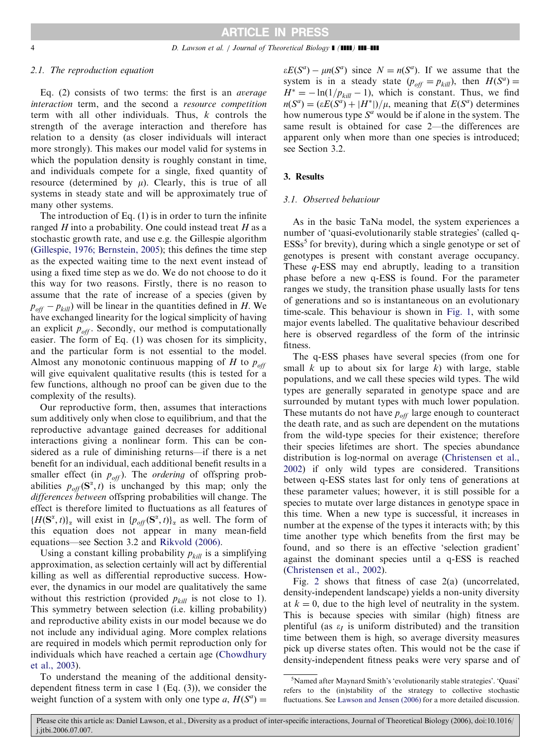### 2.1. The reproduction equation

Eq. (2) consists of two terms: the first is an *average interaction* term, and the second a *resource competition* term with all other individuals. Thus, $k$ controls the strength of the average interaction and therefore has relation to a density (as closer individuals will interact more strongly). This makes our model valid for systems in which the population density is roughly constant in time, and individuals compete for a single, fixed quantity of resource (determined by $\mu$). Clearly, this is true of all systems in steady state and will be approximately true of many other systems.

The introduction of Eq. (1) is in order to turn the infinite ranged $H$ into a probability. One could instead treat $H$ as a stochastic growth rate, and use e.g. the Gillespie algorithm (Gillespie, 1976; Bernstein, 2005); this defines the time step as the expected waiting time to the next event instead of using a fixed time step as we do. We do not choose to do it this way for two reasons. Firstly, there is no reason to assume that the rate of increase of a species (given by $p_{off} - p_{kill}$) will be linear in the quantities defined in $H$. We have exchanged linearity for the logical simplicity of having an explicit $p_{off}$. Secondly, our method is computationally easier. The form of Eq. (1) was chosen for its simplicity, and the particular form is not essential to the model. Almost any monotonic continuous mapping of $H$ to $p_{off}$ will give equivalent qualitative results (this is tested for a few functions, although no proof can be given due to the complexity of the results).

Our reproductive form, then, assumes that interactions sum additively only when close to equilibrium, and that the reproductive advantage gained decreases for additional interactions giving a nonlinear form. This can be considered as a rule of diminishing returns—if there is a net benefit for an individual, each additional benefit results in a smaller effect (in $p_{off}$). The *ordering* of offspring probabilities $p_{off}(\mathbf{S}^{\alpha}, t)$ is unchanged by this map; only the *differences between* offspring probabilities will change. The effect is therefore limited to fluctuations as all features of $\{H(\mathbf{S}^{\alpha}, t)\}_{\alpha}$ will exist in $\{p_{off}(\mathbf{S}^{\alpha}, t)\}_{\alpha}$ as well. The form of this equation does not appear in many mean-field equations—see Section 3.2 and Rikvold (2006).

Using a constant killing probability $p_{kill}$ is a simplifying approximation, as selection certainly will act by differential killing as well as differential reproductive success. However, the dynamics in our model are qualitatively the same without this restriction (provided $p_{kill}$ is not close to 1). This symmetry between selection (i.e. killing probability) and reproductive ability exists in our model because we do not include any individual aging. More complex relations are required in models which permit reproduction only for individuals which have reached a certain age (Chowdhury et al., 2003).

To understand the meaning of the additional density-dependent fitness term in case 1 (Eq. (3)), we consider the weight function of a system with only one type $a$, $H(S^a) = \varepsilon E(S^a) - \mu n(S^a)$ since $N = n(S^a)$. If we assume that the system is in a steady state ($p_{off} = p_{kill}$), then $H(S^a) = H^* = -\ln(1/p_{kill} - 1)$, which is constant. Thus, we find $n(S^a) = (\varepsilon E(S^a) + |H^*|)/\mu$, meaning that $E(S^a)$ determines how numerous type $S^a$ would be if alone in the system. The same result is obtained for case 2—the differences are apparent only when more than one species is introduced; see Section 3.2.

## 3. Results

### 3.1. Observed behaviour

As in the basic TaNa model, the system experiences a number of 'quasi-evolutionarily stable strategies' (called q-ESSs[5] for brevity), during which a single genotype or set of genotypes is present with constant average occupancy. These *q*-ESS may end abruptly, leading to a transition phase before a new q-ESS is found. For the parameter ranges we study, the transition phase usually lasts for tens of generations and so is instantaneous on an evolutionary time-scale. This behaviour is shown in Fig. 1, with some major events labelled. The qualitative behaviour described here is observed regardless of the form of the intrinsic fitness.

The q-ESS phases have several species (from one for small $k$ up to about six for large $k$) with large, stable populations, and we call these species wild types. The wild types are generally separated in genotype space and are surrounded by mutant types with much lower population. These mutants do not have $p_{off}$ large enough to counteract the death rate, and as such are dependent on the mutations from the wild-type species for their existence; therefore their species lifetimes are short. The species abundance distribution is log-normal on average (Christensen et al., 2002) if only wild types are considered. Transitions between q-ESS states last for only tens of generations at these parameter values; however, it is still possible for a species to mutate over large distances in genotype space in this time. When a new type is successful, it increases in number at the expense of the types it interacts with; by this time another type which benefits from the first may be found, and so there is an effective 'selection gradient' against the dominant species until a q-ESS is reached (Christensen et al., 2002).

Fig. 2 shows that fitness of case 2(a) (uncorrelated, density-independent landscape) yields a non-unity diversity at $k = 0$, due to the high level of neutrality in the system. This is because species with similar (high) fitness are plentiful (as $\varepsilon_I$ is uniform distributed) and the transition time between them is high, so average diversity measures pick up diverse states often. This would not be the case if density-independent fitness peaks were very sparse and of

[5] Named after Maynard Smith's 'evolutionarily stable strategies'. 'Quasi' refers to the (in)stability of the strategy to collective stochastic fluctuations. See Lawson and Jensen (2006) for a more detailed discussion.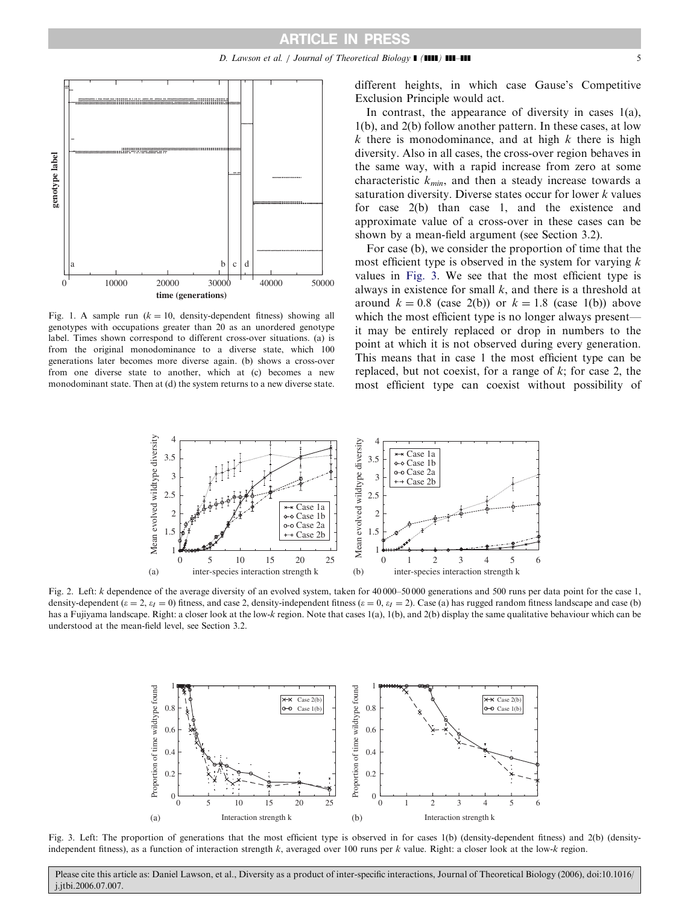different heights, in which case Gause's Competitive Exclusion Principle would act.

In contrast, the appearance of diversity in cases 1(a), 1(b), and 2(b) follow another pattern. In these cases, at low $k$ there is monodominance, and at high $k$ there is high diversity. Also in all cases, the cross-over region behaves in the same way, with a rapid increase from zero at some characteristic $k_{min}$, and then a steady increase towards a saturation diversity. Diverse states occur for lower $k$ values for case 2(b) than case 1, and the existence and approximate value of a cross-over in these cases can be shown by a mean-field argument (see Section 3.2).

For case (b), we consider the proportion of time that the most efficient type is observed in the system for varying $k$ values in Fig. 3. We see that the most efficient type is always in existence for small $k$, and there is a threshold at around $k = 0.8$ (case 2(b)) or $k = 1.8$ (case 1(b)) above which the most efficient type is no longer always present—it may be entirely replaced or drop in numbers to the point at which it is not observed during every generation. This means that in case 1 the most efficient type can be replaced, but not coexist, for a range of $k$; for case 2, the most efficient type can coexist without possibility of

Fig. 1. A sample run ($k = 10$, density-dependent fitness) showing all genotypes with occupations greater than 20 as an unordered genotype label. Times shown correspond to different cross-over situations. (a) is from the original monodominance to a diverse state, which 100 generations later becomes more diverse again. (b) shows a cross-over from one diverse state to another, which at (c) becomes a new monodominant state. Then at (d) the system returns to a new diverse state.

Fig. 2. Left: $k$ dependence of the average diversity of an evolved system, taken for 40 000–50 000 generations and 500 runs per data point for the case 1, density-dependent ($\varepsilon = 2$, $\varepsilon_I = 0$) fitness, and case 2, density-independent fitness ($\varepsilon = 0$, $\varepsilon_I = 2$). Case (a) has rugged random fitness landscape and case (b) has a Fujiyama landscape. Right: a closer look at the low-$k$ region. Note that cases 1(a), 1(b), and 2(b) display the same qualitative behaviour which can be understood at the mean-field level, see Section 3.2.

Fig. 3. Left: The proportion of generations that the most efficient type is observed in for cases 1(b) (density-dependent fitness) and 2(b) (density-independent fitness), as a function of interaction strength $k$, averaged over 100 runs per $k$ value. Right: a closer look at the low-$k$ region.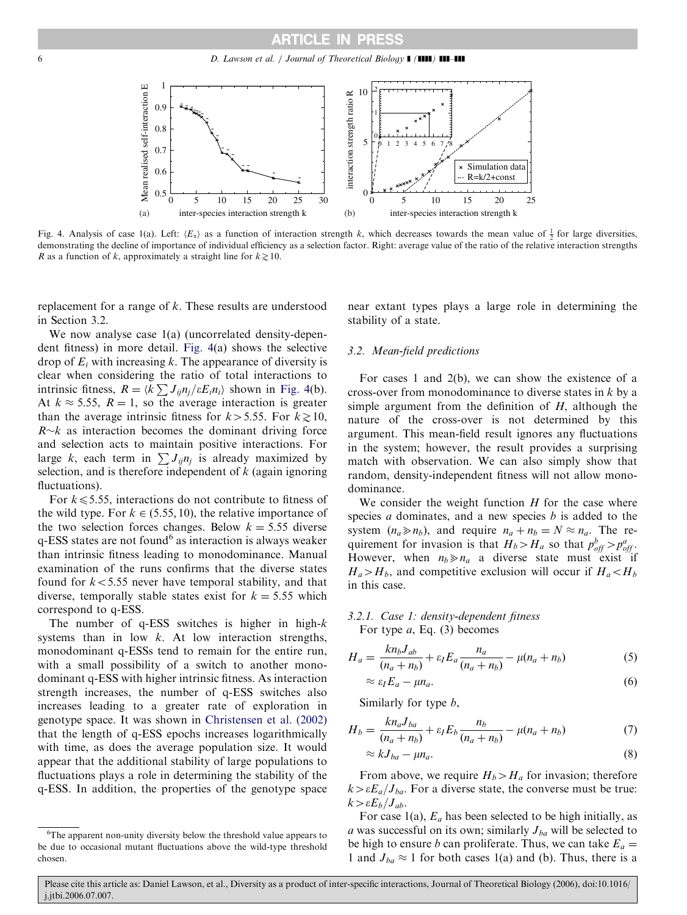Fig. 4. Analysis of case 1(a). Left: $\langle E_\alpha \rangle$ as a function of interaction strength $k$, which decreases towards the mean value of $\frac{1}{2}$ for large diversities, demonstrating the decline of importance of individual efficiency as a selection factor. Right: average value of the ratio of the relative interaction strengths $R$ as a function of $k$, approximately a straight line for $k \gtrsim 10$.

replacement for a range of $k$. These results are understood in Section 3.2.

We now analyse case 1(a) (uncorrelated density-dependent fitness) in more detail. Fig. 4(a) shows the selective drop of $E_i$ with increasing $k$. The appearance of diversity is clear when considering the ratio of total interactions to intrinsic fitness, $R = \langle k \sum J_{ij} n_j / \varepsilon E_i n_i \rangle$ shown in Fig. 4(b). At $k \approx 5.55$, $R = 1$, so the average interaction is greater than the average intrinsic fitness for $k > 5.55$. For $k \gtrsim 10$, $R \sim k$ as interaction becomes the dominant driving force and selection acts to maintain positive interactions. For large $k$, each term in $\sum J_{ij} n_j$ is already maximized by selection, and is therefore independent of $k$ (again ignoring fluctuations).

For $k \leqslant 5.55$, interactions do not contribute to fitness of the wild type. For $k \in (5.55, 10)$, the relative importance of the two selection forces changes. Below $k = 5.55$ diverse q-ESS states are not found[6] as interaction is always weaker than intrinsic fitness leading to monodominance. Manual examination of the runs confirms that the diverse states found for $k < 5.55$ never have temporal stability, and that diverse, temporally stable states exist for $k = 5.55$ which correspond to q-ESS.

The number of q-ESS switches is higher in high-$k$ systems than in low $k$. At low interaction strengths, monodominant q-ESSs tend to remain for the entire run, with a small possibility of a switch to another monodominant q-ESS with higher intrinsic fitness. As interaction strength increases, the number of q-ESS switches also increases leading to a greater rate of exploration in genotype space. It was shown in Christensen et al. (2002) that the length of q-ESS epochs increases logarithmically with time, as does the average population size. It would appear that the additional stability of large populations to fluctuations plays a role in determining the stability of the q-ESS. In addition, the properties of the genotype space near extant types plays a large role in determining the stability of a state.

[6] The apparent non-unity diversity below the threshold value appears to be due to occasional mutant fluctuations above the wild-type threshold chosen.

### 3.2. Mean-field predictions

For cases 1 and 2(b), we can show the existence of a cross-over from monodominance to diverse states in $k$ by a simple argument from the definition of $H$, although the nature of the cross-over is not determined by this argument. This mean-field result ignores any fluctuations in the system; however, the result provides a surprising match with observation. We can also simply show that random, density-independent fitness will not allow monodominance.

We consider the weight function $H$ for the case where species $a$ dominates, and a new species $b$ is added to the system ($n_a \gg n_b$), and require $n_a + n_b = N \approx n_a$. The requirement for invasion is that $H_b > H_a$ so that $p^b_{off} > p^a_{off}$. However, when $n_b \gg n_a$ a diverse state must exist if $H_a > H_b$, and competitive exclusion will occur if $H_a < H_b$ in this case.

#### 3.2.1. Case 1: density-dependent fitness

For type $a$, Eq. (3) becomes

$$H_a = \frac{k n_b J_{ab}}{(n_a + n_b)} + \varepsilon_I E_a \frac{n_a}{(n_a + n_b)} - \mu(n_a + n_b) \tag{5}$$

$$\approx \varepsilon_I E_a - \mu n_a. \tag{6}$$

Similarly for type $b$,

$$H_b = \frac{k n_a J_{ba}}{(n_a + n_b)} + \varepsilon_I E_b \frac{n_b}{(n_a + n_b)} - \mu(n_a + n_b) \tag{7}$$

$$\approx k J_{ba} - \mu n_a. \tag{8}$$

From above, we require $H_b > H_a$ for invasion; therefore $k > \varepsilon E_a / J_{ba}$. For a diverse state, the converse must be true: $k > \varepsilon E_b / J_{ab}$.

For case 1(a), $E_a$ has been selected to be high initially, as $a$ was successful on its own; similarly $J_{ba}$ will be selected to be high to ensure $b$ can proliferate. Thus, we can take $E_a = 1$ and $J_{ba} \approx 1$ for both cases 1(a) and (b). Thus, there is a

Please cite this article as: Daniel Lawson, et al., Diversity as a product of inter-specific interactions, Journal of Theoretical Biology (2006), doi:10.1016/j.jtbi.2006.07.007.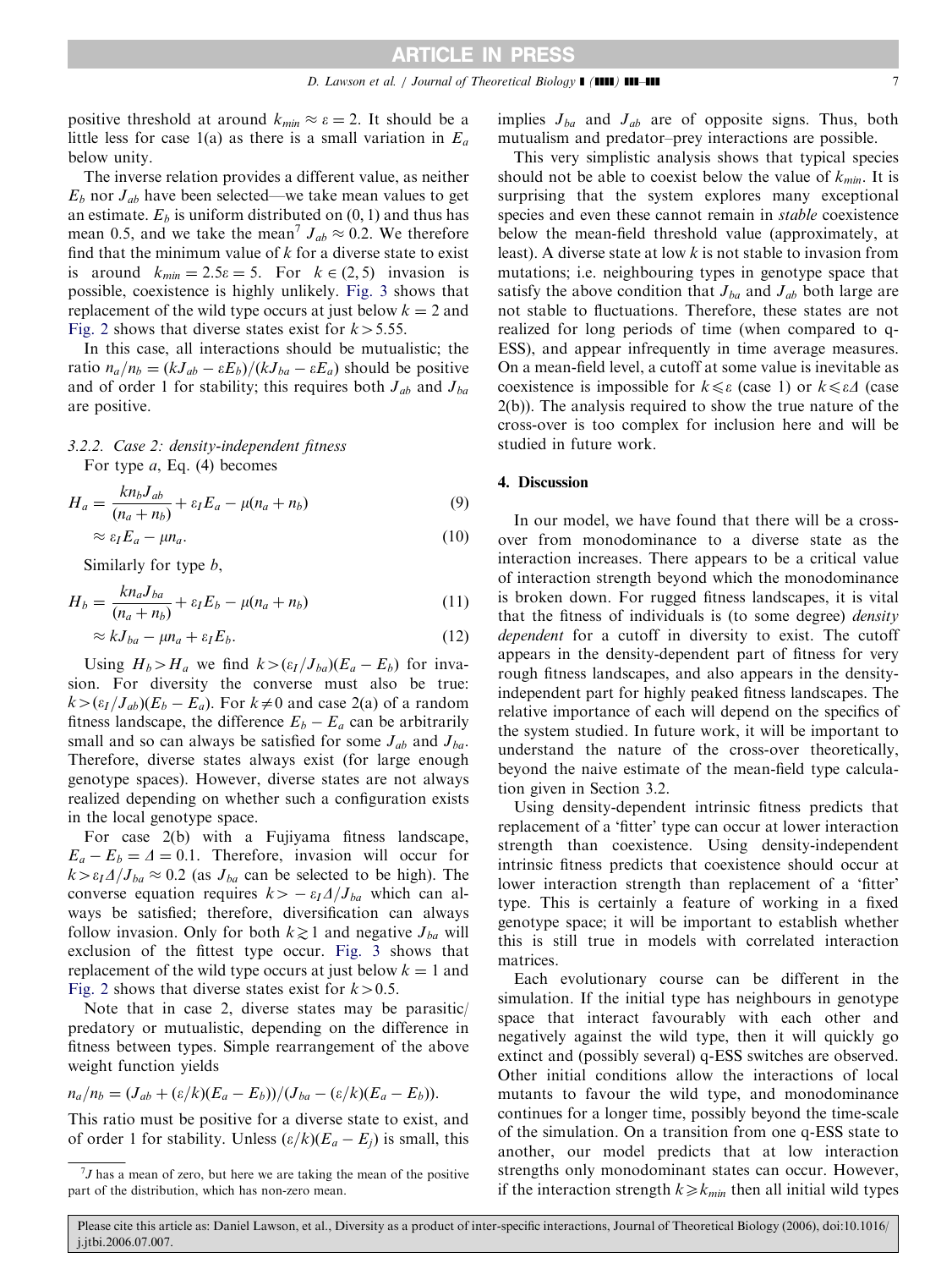positive threshold at around $k_{min} \approx \varepsilon = 2$. It should be a little less for case 1(a) as there is a small variation in $E_a$ below unity.

The inverse relation provides a different value, as neither $E_b$ nor $J_{ab}$ have been selected—we take mean values to get an estimate. $E_b$ is uniform distributed on $(0, 1)$ and thus has mean 0.5, and we take the mean[7] $J_{ab} \approx 0.2$. We therefore find that the minimum value of $k$ for a diverse state to exist is around $k_{min} = 2.5\varepsilon = 5$. For $k \in (2, 5)$ invasion is possible, coexistence is highly unlikely. Fig. 3 shows that replacement of the wild type occurs at just below $k = 2$ and Fig. 2 shows that diverse states exist for $k > 5.55$.

In this case, all interactions should be mutualistic; the ratio $n_a/n_b = (kJ_{ab} - \varepsilon E_b)/(kJ_{ba} - \varepsilon E_a)$ should be positive and of order 1 for stability; this requires both $J_{ab}$ and $J_{ba}$ are positive.

### 3.2.2. Case 2: density-independent fitness

For type $a$, Eq. (4) becomes

$$H_a = \frac{kn_bJ_{ab}}{(n_a + n_b)} + \varepsilon_I E_a - \mu(n_a + n_b) \tag{9}$$

$$\approx \varepsilon_I E_a - \mu n_a. \tag{10}$$

Similarly for type $b$,

$$H_b = \frac{kn_aJ_{ba}}{(n_a + n_b)} + \varepsilon_I E_b - \mu(n_a + n_b) \tag{11}$$

$$\approx kJ_{ba} - \mu n_a + \varepsilon_I E_b. \tag{12}$$

Using $H_b > H_a$ we find $k > (\varepsilon_I/J_{ba})(E_a - E_b)$ for invasion. For diversity the converse must also be true: $k > (\varepsilon_I/J_{ab})(E_b - E_a)$. For $k \neq 0$ and case 2(a) of a random fitness landscape, the difference $E_b - E_a$ can be arbitrarily small and so can always be satisfied for some $J_{ab}$ and $J_{ba}$. Therefore, diverse states always exist (for large enough genotype spaces). However, diverse states are not always realized depending on whether such a configuration exists in the local genotype space.

For case 2(b) with a Fujiyama fitness landscape, $E_a - E_b = \Delta = 0.1$. Therefore, invasion will occur for $k > \varepsilon_I \Delta / J_{ba} \approx 0.2$ (as $J_{ba}$ can be selected to be high). The converse equation requires $k > -\varepsilon_I \Delta / J_{ba}$ which can always be satisfied; therefore, diversification can always follow invasion. Only for both $k \gtrsim 1$ and negative $J_{ba}$ will exclusion of the fittest type occur. Fig. 3 shows that replacement of the wild type occurs at just below $k = 1$ and Fig. 2 shows that diverse states exist for $k > 0.5$.

Note that in case 2, diverse states may be parasitic/predatory or mutualistic, depending on the difference in fitness between types. Simple rearrangement of the above weight function yields

$$n_a/n_b = (J_{ab} + (\varepsilon/k)(E_a - E_b))/(J_{ba} - (\varepsilon/k)(E_a - E_b)).$$

This ratio must be positive for a diverse state to exist, and of order 1 for stability. Unless $(\varepsilon/k)(E_a - E_j)$ is small, this implies $J_{ba}$ and $J_{ab}$ are of opposite signs. Thus, both mutualism and predator–prey interactions are possible.

This very simplistic analysis shows that typical species should not be able to coexist below the value of $k_{min}$. It is surprising that the system explores many exceptional species and even these cannot remain in *stable* coexistence below the mean-field threshold value (approximately, at least). A diverse state at low $k$ is not stable to invasion from mutations; i.e. neighbouring types in genotype space that satisfy the above condition that $J_{ba}$ and $J_{ab}$ both large are not stable to fluctuations. Therefore, these states are not realized for long periods of time (when compared to q-ESS), and appear infrequently in time average measures. On a mean-field level, a cutoff at some value is inevitable as coexistence is impossible for $k \leqslant \varepsilon$ (case 1) or $k \leqslant \varepsilon\Delta$ (case 2(b)). The analysis required to show the true nature of the cross-over is too complex for inclusion here and will be studied in future work.

## 4. Discussion

In our model, we have found that there will be a cross-over from monodominance to a diverse state as the interaction increases. There appears to be a critical value of interaction strength beyond which the monodominance is broken down. For rugged fitness landscapes, it is vital that the fitness of individuals is (to some degree) *density dependent* for a cutoff in diversity to exist. The cutoff appears in the density-dependent part of fitness for very rough fitness landscapes, and also appears in the density-independent part for highly peaked fitness landscapes. The relative importance of each will depend on the specifics of the system studied. In future work, it will be important to understand the nature of the cross-over theoretically, beyond the naive estimate of the mean-field type calculation given in Section 3.2.

Using density-dependent intrinsic fitness predicts that replacement of a 'fitter' type can occur at lower interaction strength than coexistence. Using density-independent intrinsic fitness predicts that coexistence should occur at lower interaction strength than replacement of a 'fitter' type. This is certainly a feature of working in a fixed genotype space; it will be important to establish whether this is still true in models with correlated interaction matrices.

Each evolutionary course can be different in the simulation. If the initial type has neighbours in genotype space that interact favourably with each other and negatively against the wild type, then it will quickly go extinct and (possibly several) q-ESS switches are observed. Other initial conditions allow the interactions of local mutants to favour the wild type, and monodominance continues for a longer time, possibly beyond the time-scale of the simulation. On a transition from one q-ESS state to another, our model predicts that at low interaction strengths only monodominant states can occur. However, if the interaction strength $k \geqslant k_{min}$ then all initial wild types

[7] $J$ has a mean of zero, but here we are taking the mean of the positive part of the distribution, which has non-zero mean.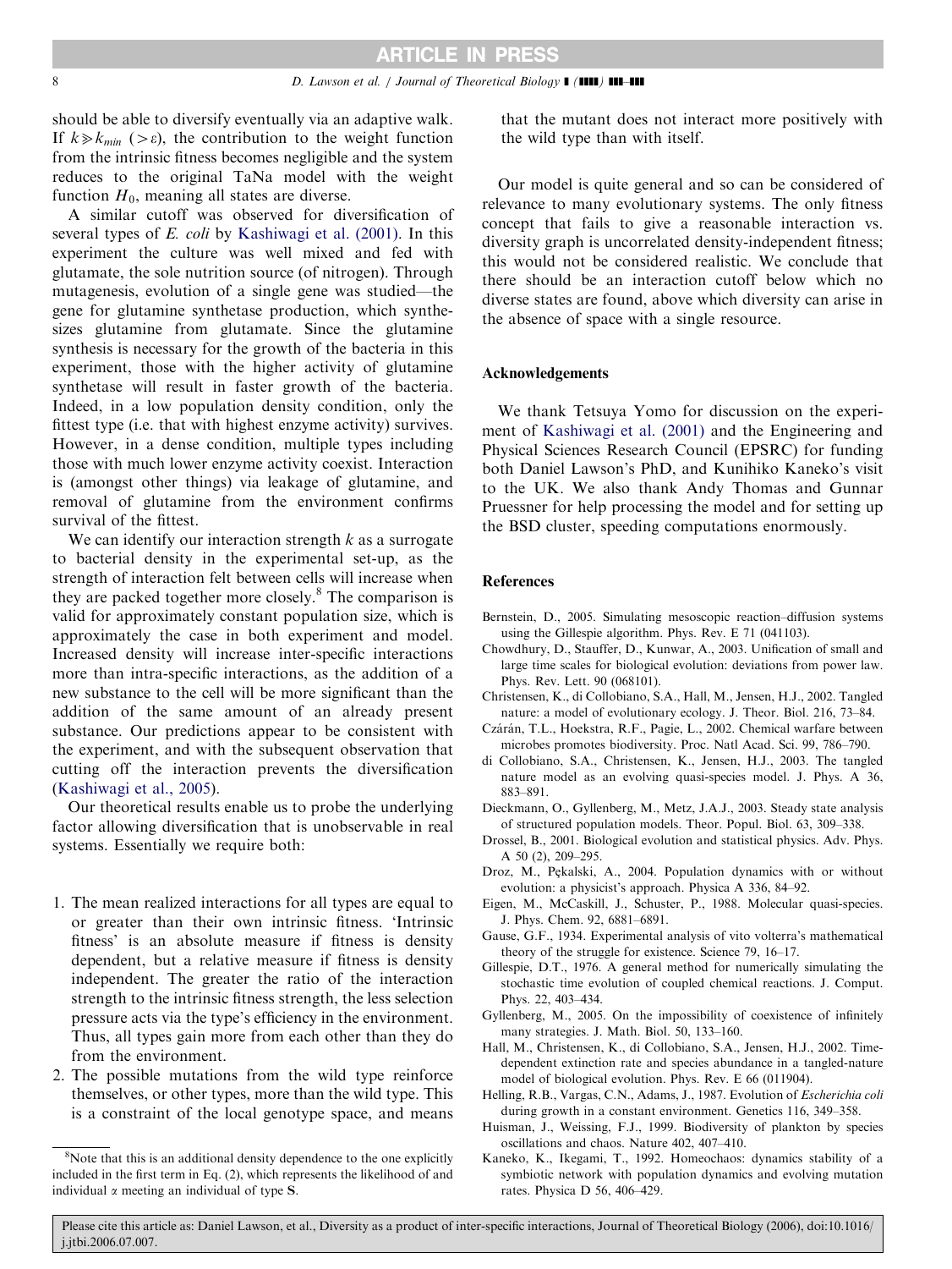should be able to diversify eventually via an adaptive walk. If $k \gg k_{min}$ ($> \varepsilon$), the contribution to the weight function from the intrinsic fitness becomes negligible and the system reduces to the original TaNa model with the weight function $H_0$, meaning all states are diverse.

A similar cutoff was observed for diversification of several types of *E. coli* by Kashiwagi et al. (2001). In this experiment the culture was well mixed and fed with glutamate, the sole nutrition source (of nitrogen). Through mutagenesis, evolution of a single gene was studied—the gene for glutamine synthetase production, which synthesizes glutamine from glutamate. Since the glutamine synthesis is necessary for the growth of the bacteria in this experiment, those with the higher activity of glutamine synthetase will result in faster growth of the bacteria. Indeed, in a low population density condition, only the fittest type (i.e. that with highest enzyme activity) survives. However, in a dense condition, multiple types including those with much lower enzyme activity coexist. Interaction is (amongst other things) via leakage of glutamine, and removal of glutamine from the environment confirms survival of the fittest.

We can identify our interaction strength $k$ as a surrogate to bacterial density in the experimental set-up, as the strength of interaction felt between cells will increase when they are packed together more closely.[8] The comparison is valid for approximately constant population size, which is approximately the case in both experiment and model. Increased density will increase inter-specific interactions more than intra-specific interactions, as the addition of a new substance to the cell will be more significant than the addition of the same amount of an already present substance. Our predictions appear to be consistent with the experiment, and with the subsequent observation that cutting off the interaction prevents the diversification (Kashiwagi et al., 2005).

Our theoretical results enable us to probe the underlying factor allowing diversification that is unobservable in real systems. Essentially we require both:

1. The mean realized interactions for all types are equal to or greater than their own intrinsic fitness. 'Intrinsic fitness' is an absolute measure if fitness is density dependent, but a relative measure if fitness is density independent. The greater the ratio of the interaction strength to the intrinsic fitness strength, the less selection pressure acts via the type's efficiency in the environment. Thus, all types gain more from each other than they do from the environment.
2. The possible mutations from the wild type reinforce themselves, or other types, more than the wild type. This is a constraint of the local genotype space, and means that the mutant does not interact more positively with the wild type than with itself.

Our model is quite general and so can be considered of relevance to many evolutionary systems. The only fitness concept that fails to give a reasonable interaction vs. diversity graph is uncorrelated density-independent fitness; this would not be considered realistic. We conclude that there should be an interaction cutoff below which no diverse states are found, above which diversity can arise in the absence of space with a single resource.

[8] Note that this is an additional density dependence to the one explicitly included in the first term in Eq. (2), which represents the likelihood of and individual $\alpha$ meeting an individual of type **S**.

## Acknowledgements

We thank Tetsuya Yomo for discussion on the experiment of Kashiwagi et al. (2001) and the Engineering and Physical Sciences Research Council (EPSRC) for funding both Daniel Lawson's PhD, and Kunihiko Kaneko's visit to the UK. We also thank Andy Thomas and Gunnar Pruessner for help processing the model and for setting up the BSD cluster, speeding computations enormously.

## References

Bernstein, D., 2005. Simulating mesoscopic reaction–diffusion systems using the Gillespie algorithm. Phys. Rev. E 71 (041103).

Chowdhury, D., Stauffer, D., Kunwar, A., 2003. Unification of small and large time scales for biological evolution: deviations from power law. Phys. Rev. Lett. 90 (068101).

Christensen, K., di Collobiano, S.A., Hall, M., Jensen, H.J., 2002. Tangled nature: a model of evolutionary ecology. J. Theor. Biol. 216, 73–84.

Czárán, T.L., Hoekstra, R.F., Pagie, L., 2002. Chemical warfare between microbes promotes biodiversity. Proc. Natl Acad. Sci. 99, 786–790.

di Collobiano, S.A., Christensen, K., Jensen, H.J., 2003. The tangled nature model as an evolving quasi-species model. J. Phys. A 36, 883–891.

Dieckmann, O., Gyllenberg, M., Metz, J.A.J., 2003. Steady state analysis of structured population models. Theor. Popul. Biol. 63, 309–338.

Drossel, B., 2001. Biological evolution and statistical physics. Adv. Phys. A 50 (2), 209–295.

Droz, M., Pękalski, A., 2004. Population dynamics with or without evolution: a physicist's approach. Physica A 336, 84–92.

Eigen, M., McCaskill, J., Schuster, P., 1988. Molecular quasi-species. J. Phys. Chem. 92, 6881–6891.

Gause, G.F., 1934. Experimental analysis of vito volterra's mathematical theory of the struggle for existence. Science 79, 16–17.

Gillespie, D.T., 1976. A general method for numerically simulating the stochastic time evolution of coupled chemical reactions. J. Comput. Phys. 22, 403–434.

Gyllenberg, M., 2005. On the impossibility of coexistence of infinitely many strategies. J. Math. Biol. 50, 133–160.

Hall, M., Christensen, K., di Collobiano, S.A., Jensen, H.J., 2002. Time-dependent extinction rate and species abundance in a tangled-nature model of biological evolution. Phys. Rev. E 66 (011904).

Helling, R.B., Vargas, C.N., Adams, J., 1987. Evolution of *Escherichia coli* during growth in a constant environment. Genetics 116, 349–358.

Huisman, J., Weissing, F.J., 1999. Biodiversity of plankton by species oscillations and chaos. Nature 402, 407–410.

Kaneko, K., Ikegami, T., 1992. Homeochaos: dynamics stability of a symbiotic network with population dynamics and evolving mutation rates. Physica D 56, 406–429.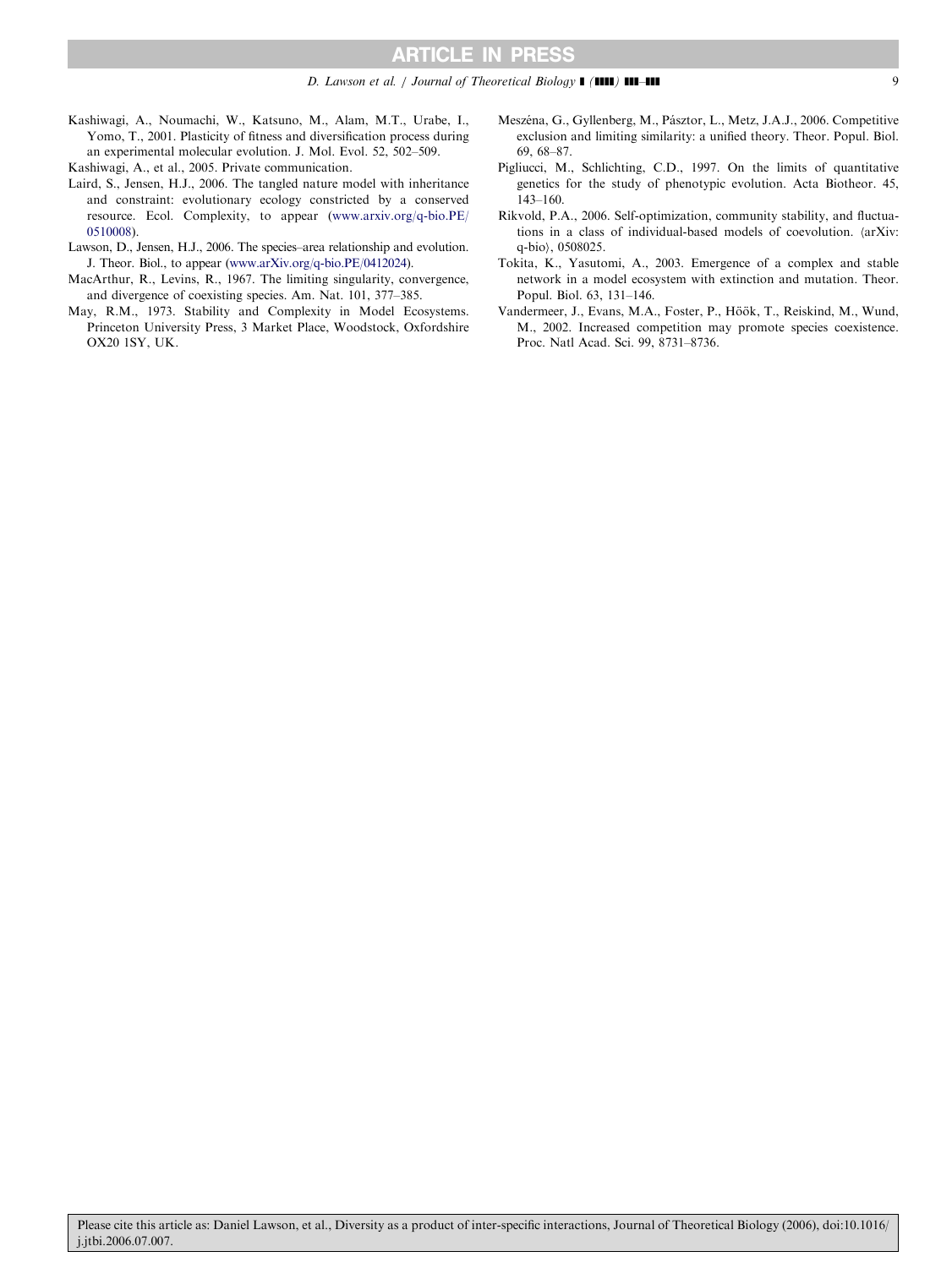Kashiwagi, A., Noumachi, W., Katsuno, M., Alam, M.T., Urabe, I., Yomo, T., 2001. Plasticity of fitness and diversification process during an experimental molecular evolution. J. Mol. Evol. 52, 502–509.

Kashiwagi, A., et al., 2005. Private communication.

Laird, S., Jensen, H.J., 2006. The tangled nature model with inheritance and constraint: evolutionary ecology constricted by a conserved resource. Ecol. Complexity, to appear (www.arxiv.org/q-bio.PE/0510008).

Lawson, D., Jensen, H.J., 2006. The species–area relationship and evolution. J. Theor. Biol., to appear (www.arXiv.org/q-bio.PE/0412024).

MacArthur, R., Levins, R., 1967. The limiting singularity, convergence, and divergence of coexisting species. Am. Nat. 101, 377–385.

May, R.M., 1973. Stability and Complexity in Model Ecosystems. Princeton University Press, 3 Market Place, Woodstock, Oxfordshire OX20 1SY, UK.

Meszéna, G., Gyllenberg, M., Pásztor, L., Metz, J.A.J., 2006. Competitive exclusion and limiting similarity: a unified theory. Theor. Popul. Biol. 69, 68–87.

Pigliucci, M., Schlichting, C.D., 1997. On the limits of quantitative genetics for the study of phenotypic evolution. Acta Biotheor. 45, 143–160.

Rikvold, P.A., 2006. Self-optimization, community stability, and fluctuations in a class of individual-based models of coevolution. ⟨arXiv: q-bio⟩, 0508025.

Tokita, K., Yasutomi, A., 2003. Emergence of a complex and stable network in a model ecosystem with extinction and mutation. Theor. Popul. Biol. 63, 131–146.

Vandermeer, J., Evans, M.A., Foster, P., Höök, T., Reiskind, M., Wund, M., 2002. Increased competition may promote species coexistence. Proc. Natl Acad. Sci. 99, 8731–8736.

Please cite this article as: Daniel Lawson, et al., Diversity as a product of inter-specific interactions, Journal of Theoretical Biology (2006), doi:10.1016/j.jtbi.2006.07.007.